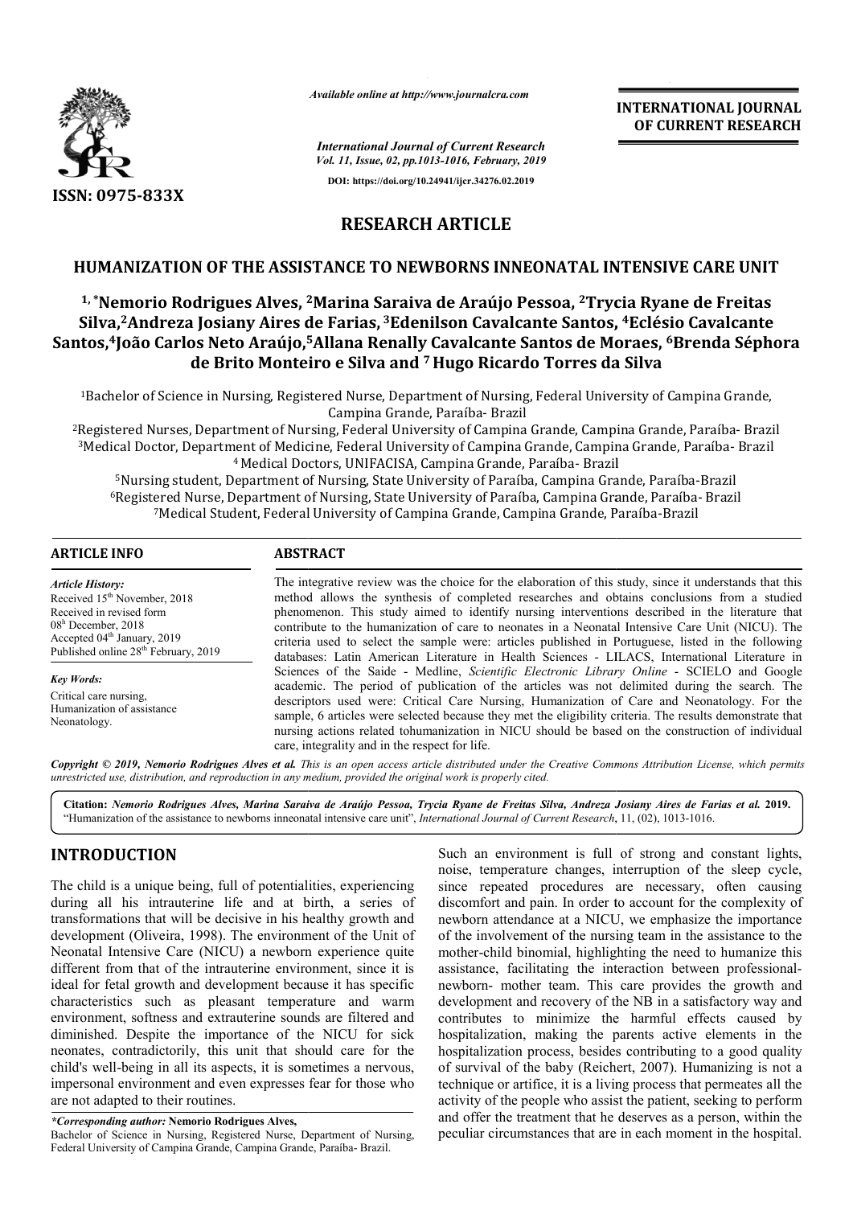*Available online at http://www.journalcra.com*

*International Journal of Current Research*
*Vol. 11, Issue, 02, pp.1013-1016, February, 2019*

**DOI: https://doi.org/10.24941/ijcr.34276.02.2019**

**INTERNATIONAL JOURNAL OF CURRENT RESEARCH**

**ISSN: 0975-833X**

## RESEARCH ARTICLE

# HUMANIZATION OF THE ASSISTANCE TO NEWBORNS INNEONATAL INTENSIVE CARE UNIT

**[1,*]Nemorio Rodrigues Alves, [2]Marina Saraiva de Araújo Pessoa, [2]Trycia Ryane de Freitas Silva,[2]Andreza Josiany Aires de Farias, [3]Edenilson Cavalcante Santos, [4]Eclésio Cavalcante Santos,[4]João Carlos Neto Araújo,[5]Allana Renally Cavalcante Santos de Moraes, [6]Brenda Séphora de Brito Monteiro e Silva and [7]Hugo Ricardo Torres da Silva**

[1]Bachelor of Science in Nursing, Registered Nurse, Department of Nursing, Federal University of Campina Grande, Campina Grande, Paraíba- Brazil
[2]Registered Nurses, Department of Nursing, Federal University of Campina Grande, Campina Grande, Paraíba- Brazil
[3]Medical Doctor, Department of Medicine, Federal University of Campina Grande, Campina Grande, Paraíba- Brazil
[4]Medical Doctors, UNIFACISA, Campina Grande, Paraíba- Brazil
[5]Nursing student, Department of Nursing, State University of Paraíba, Campina Grande, Paraíba-Brazil
[6]Registered Nurse, Department of Nursing, State University of Paraíba, Campina Grande, Paraíba- Brazil
[7]Medical Student, Federal University of Campina Grande, Campina Grande, Paraíba-Brazil

### ARTICLE INFO

*Article History:*
Received 15th November, 2018
Received in revised form
08th December, 2018
Accepted 04th January, 2019
Published online 28th February, 2019

*Key Words:*
Critical care nursing,
Humanization of assistance
Neonatology.

### ABSTRACT

The integrative review was the choice for the elaboration of this study, since it understands that this method allows the synthesis of completed researches and obtains conclusions from a studied phenomenon. This study aimed to identify nursing interventions described in the literature that contribute to the humanization of care to neonates in a Neonatal Intensive Care Unit (NICU). The criteria used to select the sample were: articles published in Portuguese, listed in the following databases: Latin American Literature in Health Sciences - LILACS, International Literature in Sciences of the Saide - Medline, *Scientific Electronic Library Online* - SCIELO and Google academic. The period of publication of the articles was not delimited during the search. The descriptors used were: Critical Care Nursing, Humanization of Care and Neonatology. For the sample, 6 articles were selected because they met the eligibility criteria. The results demonstrate that nursing actions related tohumanization in NICU should be based on the construction of individual care, integrality and in the respect for life.

**Copyright © 2019, Nemorio Rodrigues Alves et al.** *This is an open access article distributed under the Creative Commons Attribution License, which permits unrestricted use, distribution, and reproduction in any medium, provided the original work is properly cited.*

**Citation:** *Nemorio Rodrigues Alves, Marina Saraiva de Araújo Pessoa, Trycia Ryane de Freitas Silva, Andreza Josiany Aires de Farias et al.* **2019.** "Humanization of the assistance to newborns inneonatal intensive care unit", *International Journal of Current Research*, 11, (02), 1013-1016.

## INTRODUCTION

The child is a unique being, full of potentialities, experiencing during all his intrauterine life and at birth, a series of transformations that will be decisive in his healthy growth and development (Oliveira, 1998). The environment of the Unit of Neonatal Intensive Care (NICU) a newborn experience quite different from that of the intrauterine environment, since it is ideal for fetal growth and development because it has specific characteristics such as pleasant temperature and warm environment, softness and extrauterine sounds are filtered and diminished. Despite the importance of the NICU for sick neonates, contradictorily, this unit that should care for the child's well-being in all its aspects, it is sometimes a nervous, impersonal environment and even expresses fear for those who are not adapted to their routines.

Such an environment is full of strong and constant lights, noise, temperature changes, interruption of the sleep cycle, since repeated procedures are necessary, often causing discomfort and pain. In order to account for the complexity of newborn attendance at a NICU, we emphasize the importance of the involvement of the nursing team in the assistance to the mother-child binomial, highlighting the need to humanize this assistance, facilitating the interaction between professional-newborn- mother team. This care provides the growth and development and recovery of the NB in a satisfactory way and contributes to minimize the harmful effects caused by hospitalization, making the parents active elements in the hospitalization process, besides contributing to a good quality of survival of the baby (Reichert, 2007). Humanizing is not a technique or artifice, it is a living process that permeates all the activity of the people who assist the patient, seeking to perform and offer the treatment that he deserves as a person, within the peculiar circumstances that are in each moment in the hospital.

*\*Corresponding author:* **Nemorio Rodrigues Alves,**
Bachelor of Science in Nursing, Registered Nurse, Department of Nursing, Federal University of Campina Grande, Campina Grande, Paraíba- Brazil.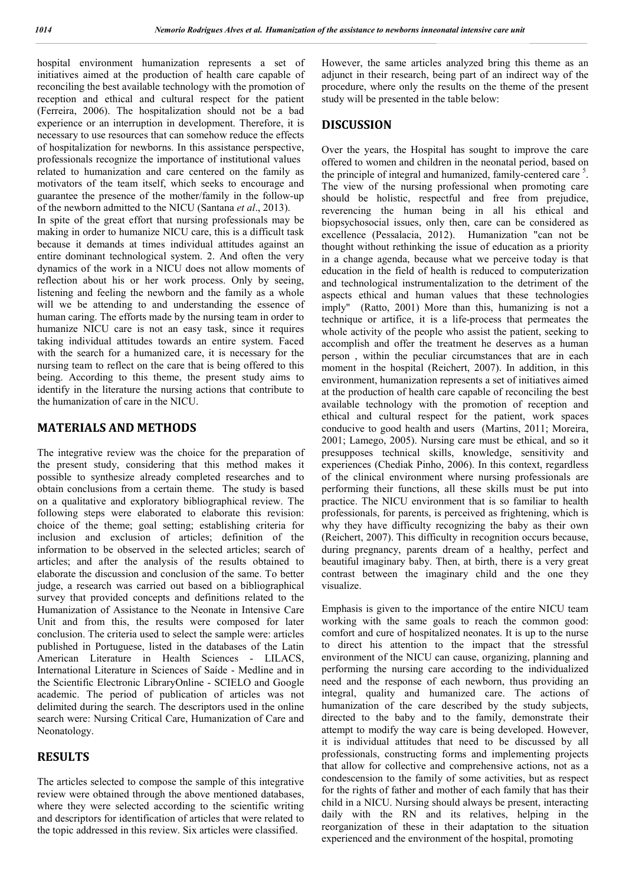hospital environment humanization represents a set of initiatives aimed at the production of health care capable of reconciling the best available technology with the promotion of reception and ethical and cultural respect for the patient (Ferreira, 2006). The hospitalization should not be a bad experience or an interruption in development. Therefore, it is necessary to use resources that can somehow reduce the effects of hospitalization for newborns. In this assistance perspective, professionals recognize the importance of institutional values related to humanization and care centered on the family as motivators of the team itself, which seeks to encourage and guarantee the presence of the mother/family in the follow-up of the newborn admitted to the NICU (Santana *et al*., 2013).

In spite of the great effort that nursing professionals may be making in order to humanize NICU care, this is a difficult task because it demands at times individual attitudes against an entire dominant technological system. 2. And often the very dynamics of the work in a NICU does not allow moments of reflection about his or her work process. Only by seeing, listening and feeling the newborn and the family as a whole will we be attending to and understanding the essence of human caring. The efforts made by the nursing team in order to humanize NICU care is not an easy task, since it requires taking individual attitudes towards an entire system. Faced with the search for a humanized care, it is necessary for the nursing team to reflect on the care that is being offered to this being. According to this theme, the present study aims to identify in the literature the nursing actions that contribute to the humanization of care in the NICU.

## MATERIALS AND METHODS

The integrative review was the choice for the preparation of the present study, considering that this method makes it possible to synthesize already completed researches and to obtain conclusions from a certain theme. The study is based on a qualitative and exploratory bibliographical review. The following steps were elaborated to elaborate this revision: choice of the theme; goal setting; establishing criteria for inclusion and exclusion of articles; definition of the information to be observed in the selected articles; search of articles; and after the analysis of the results obtained to elaborate the discussion and conclusion of the same. To better judge, a research was carried out based on a bibliographical survey that provided concepts and definitions related to the Humanization of Assistance to the Neonate in Intensive Care Unit and from this, the results were composed for later conclusion. The criteria used to select the sample were: articles published in Portuguese, listed in the databases of the Latin American Literature in Health Sciences - LILACS, International Literature in Sciences of Saíde - Medline and in the Scientific Electronic LibraryOnline - SCIELO and Google academic. The period of publication of articles was not delimited during the search. The descriptors used in the online search were: Nursing Critical Care, Humanization of Care and Neonatology.

## RESULTS

The articles selected to compose the sample of this integrative review were obtained through the above mentioned databases, where they were selected according to the scientific writing and descriptors for identification of articles that were related to the topic addressed in this review. Six articles were classified.

However, the same articles analyzed bring this theme as an adjunct in their research, being part of an indirect way of the procedure, where only the results on the theme of the present study will be presented in the table below:

## DISCUSSION

Over the years, the Hospital has sought to improve the care offered to women and children in the neonatal period, based on the principle of integral and humanized, family-centered care [5]. The view of the nursing professional when promoting care should be holistic, respectful and free from prejudice, reverencing the human being in all his ethical and biopsychosocial issues, only then, care can be considered as excellence (Pessalacia, 2012). Humanization "can not be thought without rethinking the issue of education as a priority in a change agenda, because what we perceive today is that education in the field of health is reduced to computerization and technological instrumentalization to the detriment of the aspects ethical and human values that these technologies imply" (Ratto, 2001) More than this, humanizing is not a technique or artifice, it is a life-process that permeates the whole activity of the people who assist the patient, seeking to accomplish and offer the treatment he deserves as a human person , within the peculiar circumstances that are in each moment in the hospital (Reichert, 2007). In addition, in this environment, humanization represents a set of initiatives aimed at the production of health care capable of reconciling the best available technology with the promotion of reception and ethical and cultural respect for the patient, work spaces conducive to good health and users (Martins, 2011; Moreira, 2001; Lamego, 2005). Nursing care must be ethical, and so it presupposes technical skills, knowledge, sensitivity and experiences (Chediak Pinho, 2006). In this context, regardless of the clinical environment where nursing professionals are performing their functions, all these skills must be put into practice. The NICU environment that is so familiar to health professionals, for parents, is perceived as frightening, which is why they have difficulty recognizing the baby as their own (Reichert, 2007). This difficulty in recognition occurs because, during pregnancy, parents dream of a healthy, perfect and beautiful imaginary baby. Then, at birth, there is a very great contrast between the imaginary child and the one they visualize.

Emphasis is given to the importance of the entire NICU team working with the same goals to reach the common good: comfort and cure of hospitalized neonates. It is up to the nurse to direct his attention to the impact that the stressful environment of the NICU can cause, organizing, planning and performing the nursing care according to the individualized need and the response of each newborn, thus providing an integral, quality and humanized care. The actions of humanization of the care described by the study subjects, directed to the baby and to the family, demonstrate their attempt to modify the way care is being developed. However, it is individual attitudes that need to be discussed by all professionals, constructing forms and implementing projects that allow for collective and comprehensive actions, not as a condescension to the family of some activities, but as respect for the rights of father and mother of each family that has their child in a NICU. Nursing should always be present, interacting daily with the RN and its relatives, helping in the reorganization of these in their adaptation to the situation experienced and the environment of the hospital, promoting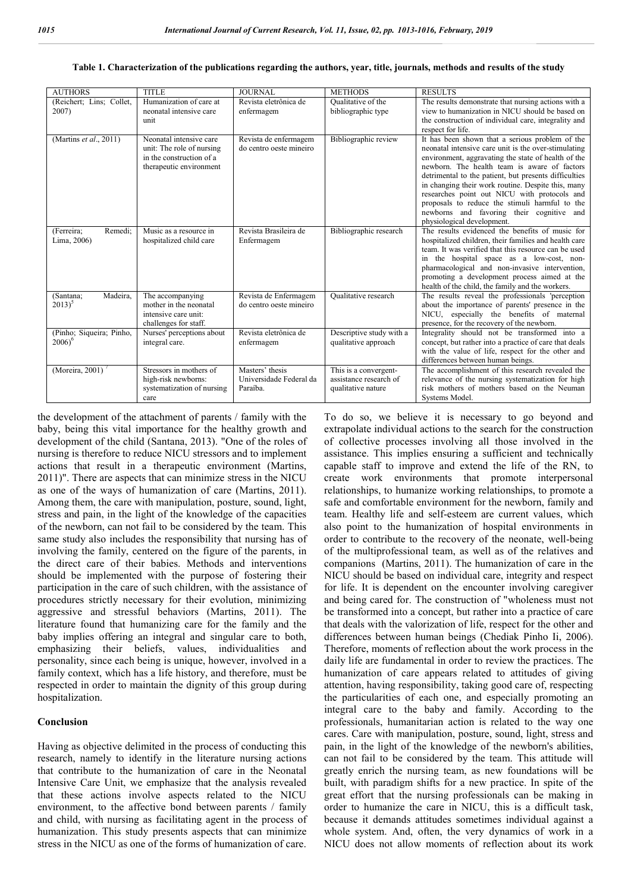**Table 1. Characterization of the publications regarding the authors, year, title, journals, methods and results of the study**

| AUTHORS | TITLE | JOURNAL | METHODS | RESULTS |
|---|---|---|---|---|
| (Reichert; Lins; Collet, 2007) | Humanization of care at neonatal intensive care unit | Revista eletrônica de enfermagem | Qualitative of the bibliographic type | The results demonstrate that nursing actions with a view to humanization in NICU should be based on the construction of individual care, integrality and respect for life. |
| (Martins *et al*., 2011) | Neonatal intensive care unit: The role of nursing in the construction of a therapeutic environment | Revista de enfermagem do centro oeste mineiro | Bibliographic review | It has been shown that a serious problem of the neonatal intensive care unit is the over-stimulating environment, aggravating the state of health of the newborn. The health team is aware of factors detrimental to the patient, but presents difficulties in changing their work routine. Despite this, many researches point out NICU with protocols and proposals to reduce the stimuli harmful to the newborns and favoring their cognitive and physiological development. |
| (Ferreira; Remedi; Lima, 2006) | Music as a resource in hospitalized child care | Revista Brasileira de Enfermagem | Bibliographic research | The results evidenced the benefits of music for hospitalized children, their families and health care team. It was verified that this resource can be used in the hospital space as a low-cost, non-pharmacological and non-invasive intervention, promoting a development process aimed at the health of the child, the family and the workers. |
| (Santana; Madeira, 2013)[5] | The accompanying mother in the neonatal intensive care unit: challenges for staff. | Revista de Enfermagem do centro oeste mineiro | Qualitative research | The results reveal the professionals 'perception about the importance of parents' presence in the NICU, especially the benefits of maternal presence, for the recovery of the newborn. |
| (Pinho; Siqueira; Pinho, 2006)[6] | Nurses' perceptions about integral care. | Revista eletrônica de enfermagem | Descriptive study with a qualitative approach | Integrality should not be transformed into a concept, but rather into a practice of care that deals with the value of life, respect for the other and differences between human beings. |
| (Moreira, 2001) [7] | Stressors in mothers of high-risk newborns: systematization of nursing care | Masters' thesis Universidade Federal da Paraíba. | This is a convergent-assistance research of qualitative nature | The accomplishment of this research revealed the relevance of the nursing systematization for high risk mothers of mothers based on the Neuman Systems Model. |

the development of the attachment of parents / family with the baby, being this vital importance for the healthy growth and development of the child (Santana, 2013). "One of the roles of nursing is therefore to reduce NICU stressors and to implement actions that result in a therapeutic environment (Martins, 2011)". There are aspects that can minimize stress in the NICU as one of the ways of humanization of care (Martins, 2011). Among them, the care with manipulation, posture, sound, light, stress and pain, in the light of the knowledge of the capacities of the newborn, can not fail to be considered by the team. This same study also includes the responsibility that nursing has of involving the family, centered on the figure of the parents, in the direct care of their babies. Methods and interventions should be implemented with the purpose of fostering their participation in the care of such children, with the assistance of procedures strictly necessary for their evolution, minimizing aggressive and stressful behaviors (Martins, 2011). The literature found that humanizing care for the family and the baby implies offering an integral and singular care to both, emphasizing their beliefs, values, individualities and personality, since each being is unique, however, involved in a family context, which has a life history, and therefore, must be respected in order to maintain the dignity of this group during hospitalization.

## Conclusion

Having as objective delimited in the process of conducting this research, namely to identify in the literature nursing actions that contribute to the humanization of care in the Neonatal Intensive Care Unit, we emphasize that the analysis revealed that these actions involve aspects related to the NICU environment, to the affective bond between parents / family and child, with nursing as facilitating agent in the process of humanization. This study presents aspects that can minimize stress in the NICU as one of the forms of humanization of care. To do so, we believe it is necessary to go beyond and extrapolate individual actions to the search for the construction of collective processes involving all those involved in the assistance. This implies ensuring a sufficient and technically capable staff to improve and extend the life of the RN, to create work environments that promote interpersonal relationships, to humanize working relationships, to promote a safe and comfortable environment for the newborn, family and team. Healthy life and self-esteem are current values, which also point to the humanization of hospital environments in order to contribute to the recovery of the neonate, well-being of the multiprofessional team, as well as of the relatives and companions (Martins, 2011). The humanization of care in the NICU should be based on individual care, integrity and respect for life. It is dependent on the encounter involving caregiver and being cared for. The construction of "wholeness must not be transformed into a concept, but rather into a practice of care that deals with the valorization of life, respect for the other and differences between human beings (Chediak Pinho Ii, 2006). Therefore, moments of reflection about the work process in the daily life are fundamental in order to review the practices. The humanization of care appears related to attitudes of giving attention, having responsibility, taking good care of, respecting the particularities of each one, and especially promoting an integral care to the baby and family. According to the professionals, humanitarian action is related to the way one cares. Care with manipulation, posture, sound, light, stress and pain, in the light of the knowledge of the newborn's abilities, can not fail to be considered by the team. This attitude will greatly enrich the nursing team, as new foundations will be built, with paradigm shifts for a new practice. In spite of the great effort that the nursing professionals can be making in order to humanize the care in NICU, this is a difficult task, because it demands attitudes sometimes individual against a whole system. And, often, the very dynamics of work in a NICU does not allow moments of reflection about its work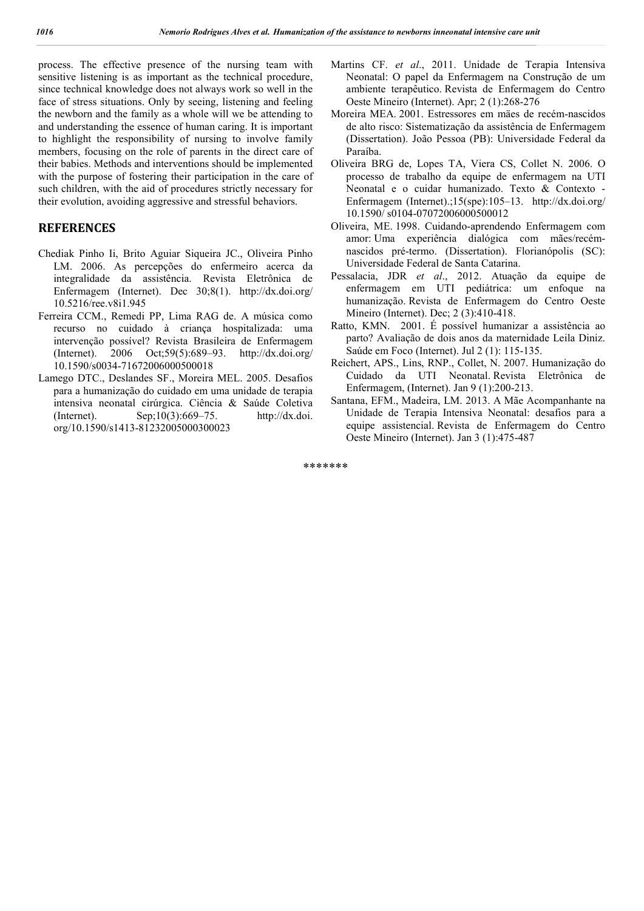process. The effective presence of the nursing team with sensitive listening is as important as the technical procedure, since technical knowledge does not always work so well in the face of stress situations. Only by seeing, listening and feeling the newborn and the family as a whole will we be attending to and understanding the essence of human caring. It is important to highlight the responsibility of nursing to involve family members, focusing on the role of parents in the direct care of their babies. Methods and interventions should be implemented with the purpose of fostering their participation in the care of such children, with the aid of procedures strictly necessary for their evolution, avoiding aggressive and stressful behaviors.

## REFERENCES

Chediak Pinho Ii, Brito Aguiar Siqueira JC., Oliveira Pinho LM. 2006. As percepções do enfermeiro acerca da integralidade da assistência. Revista Eletrônica de Enfermagem (Internet). Dec 30;8(1). http://dx.doi.org/10.5216/ree.v8i1.945

Ferreira CCM., Remedi PP, Lima RAG de. A música como recurso no cuidado à criança hospitalizada: uma intervenção possível? Revista Brasileira de Enfermagem (Internet). 2006 Oct;59(5):689–93. http://dx.doi.org/10.1590/s0034-71672006000500018

Lamego DTC., Deslandes SF., Moreira MEL. 2005. Desafios para a humanização do cuidado em uma unidade de terapia intensiva neonatal cirúrgica. Ciência & Saúde Coletiva (Internet). Sep;10(3):669–75. http://dx.doi.org/10.1590/s1413-81232005000300023

Martins CF. *et al*., 2011. Unidade de Terapia Intensiva Neonatal: O papel da Enfermagem na Construção de um ambiente terapêutico. Revista de Enfermagem do Centro Oeste Mineiro (Internet). Apr; 2 (1):268-276

Moreira MEA. 2001. Estressores em mäes de recém-nascidos de alto risco: Sistematização da assistência de Enfermagem (Dissertation). João Pessoa (PB): Universidade Federal da Paraíba.

Oliveira BRG de, Lopes TA, Viera CS, Collet N. 2006. O processo de trabalho da equipe de enfermagem na UTI Neonatal e o cuidar humanizado. Texto & Contexto - Enfermagem (Internet).;15(spe):105–13. http://dx.doi.org/10.1590/ s0104-07072006000500012

Oliveira, ME. 1998. Cuidando-aprendendo Enfermagem com amor: Uma experiência dialógica com mães/recém-nascidos pré-termo. (Dissertation). Florianópolis (SC): Universidade Federal de Santa Catarina.

Pessalacia, JDR *et al*., 2012. Atuação da equipe de enfermagem em UTI pediátrica: um enfoque na humanização. Revista de Enfermagem do Centro Oeste Mineiro (Internet). Dec; 2 (3):410-418.

Ratto, KMN. 2001. É possível humanizar a assistência ao parto? Avaliação de dois anos da maternidade Leila Diniz. Saúde em Foco (Internet). Jul 2 (1): 115-135.

Reichert, APS., Lins, RNP., Collet, N. 2007. Humanização do Cuidado da UTI Neonatal. Revista Eletrônica de Enfermagem, (Internet). Jan 9 (1):200-213.

Santana, EFM., Madeira, LM. 2013. A Mãe Acompanhante na Unidade de Terapia Intensiva Neonatal: desafios para a equipe assistencial. Revista de Enfermagem do Centro Oeste Mineiro (Internet). Jan 3 (1):475-487

*******